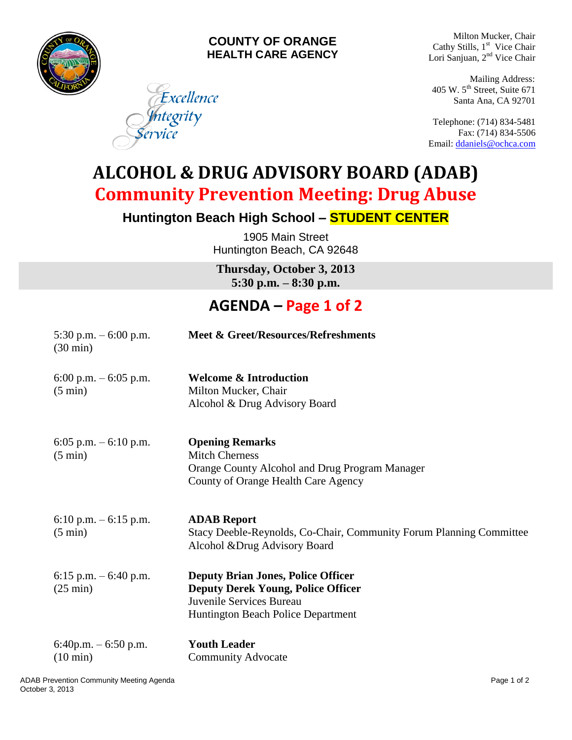**COUNTY OF ORANGE**
**HEALTH CARE AGENCY**

*Excellence*
*Integrity*
*Service*

Milton Mucker, Chair
Cathy Stills, 1st Vice Chair
Lori Sanjuan, 2nd Vice Chair

Mailing Address:
405 W. 5th Street, Suite 671
Santa Ana, CA 92701

Telephone: (714) 834-5481
Fax: (714) 834-5506
Email: ddaniels@ochca.com

# ALCOHOL & DRUG ADVISORY BOARD (ADAB)

## Community Prevention Meeting: Drug Abuse

### Huntington Beach High School – STUDENT CENTER

1905 Main Street
Huntington Beach, CA 92648

**Thursday, October 3, 2013**
**5:30 p.m. – 8:30 p.m.**

## AGENDA – Page 1 of 2

| Time | Item |
|---|---|
| 5:30 p.m. – 6:00 p.m. (30 min) | **Meet & Greet/Resources/Refreshments** |
| 6:00 p.m. – 6:05 p.m. (5 min) | **Welcome & Introduction**<br>Milton Mucker, Chair<br>Alcohol & Drug Advisory Board |
| 6:05 p.m. – 6:10 p.m. (5 min) | **Opening Remarks**<br>Mitch Cherness<br>Orange County Alcohol and Drug Program Manager<br>County of Orange Health Care Agency |
| 6:10 p.m. – 6:15 p.m. (5 min) | **ADAB Report**<br>Stacy Deeble-Reynolds, Co-Chair, Community Forum Planning Committee<br>Alcohol &Drug Advisory Board |
| 6:15 p.m. – 6:40 p.m. (25 min) | **Deputy Brian Jones, Police Officer**<br>**Deputy Derek Young, Police Officer**<br>Juvenile Services Bureau<br>Huntington Beach Police Department |
| 6:40p.m. – 6:50 p.m. (10 min) | **Youth Leader**<br>Community Advocate |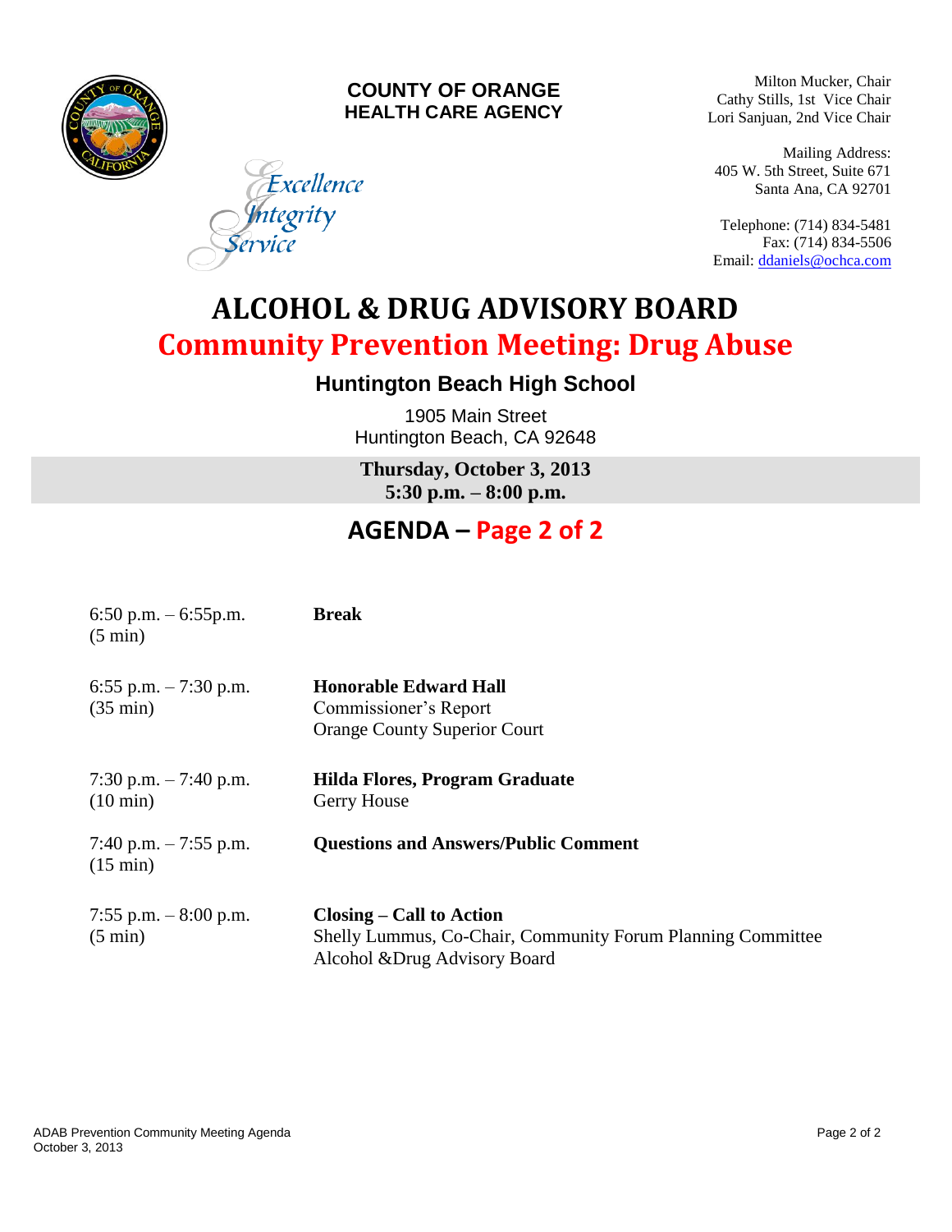**COUNTY OF ORANGE**
**HEALTH CARE AGENCY**

*Excellence*
*Integrity*
*Service*

Milton Mucker, Chair
Cathy Stills, 1st Vice Chair
Lori Sanjuan, 2nd Vice Chair

Mailing Address:
405 W. 5th Street, Suite 671
Santa Ana, CA 92701

Telephone: (714) 834-5481
Fax: (714) 834-5506
Email: ddaniels@ochca.com

# ALCOHOL & DRUG ADVISORY BOARD

## Community Prevention Meeting: Drug Abuse

### Huntington Beach High School

1905 Main Street
Huntington Beach, CA 92648

**Thursday, October 3, 2013**
**5:30 p.m. – 8:00 p.m.**

## AGENDA – Page 2 of 2

| | |
|---|---|
| 6:50 p.m. – 6:55p.m.<br>(5 min) | **Break** |
| 6:55 p.m. – 7:30 p.m.<br>(35 min) | **Honorable Edward Hall**<br>Commissioner's Report<br>Orange County Superior Court |
| 7:30 p.m. – 7:40 p.m.<br>(10 min) | **Hilda Flores, Program Graduate**<br>Gerry House |
| 7:40 p.m. – 7:55 p.m.<br>(15 min) | **Questions and Answers/Public Comment** |
| 7:55 p.m. – 8:00 p.m.<br>(5 min) | **Closing – Call to Action**<br>Shelly Lummus, Co-Chair, Community Forum Planning Committee<br>Alcohol &Drug Advisory Board |